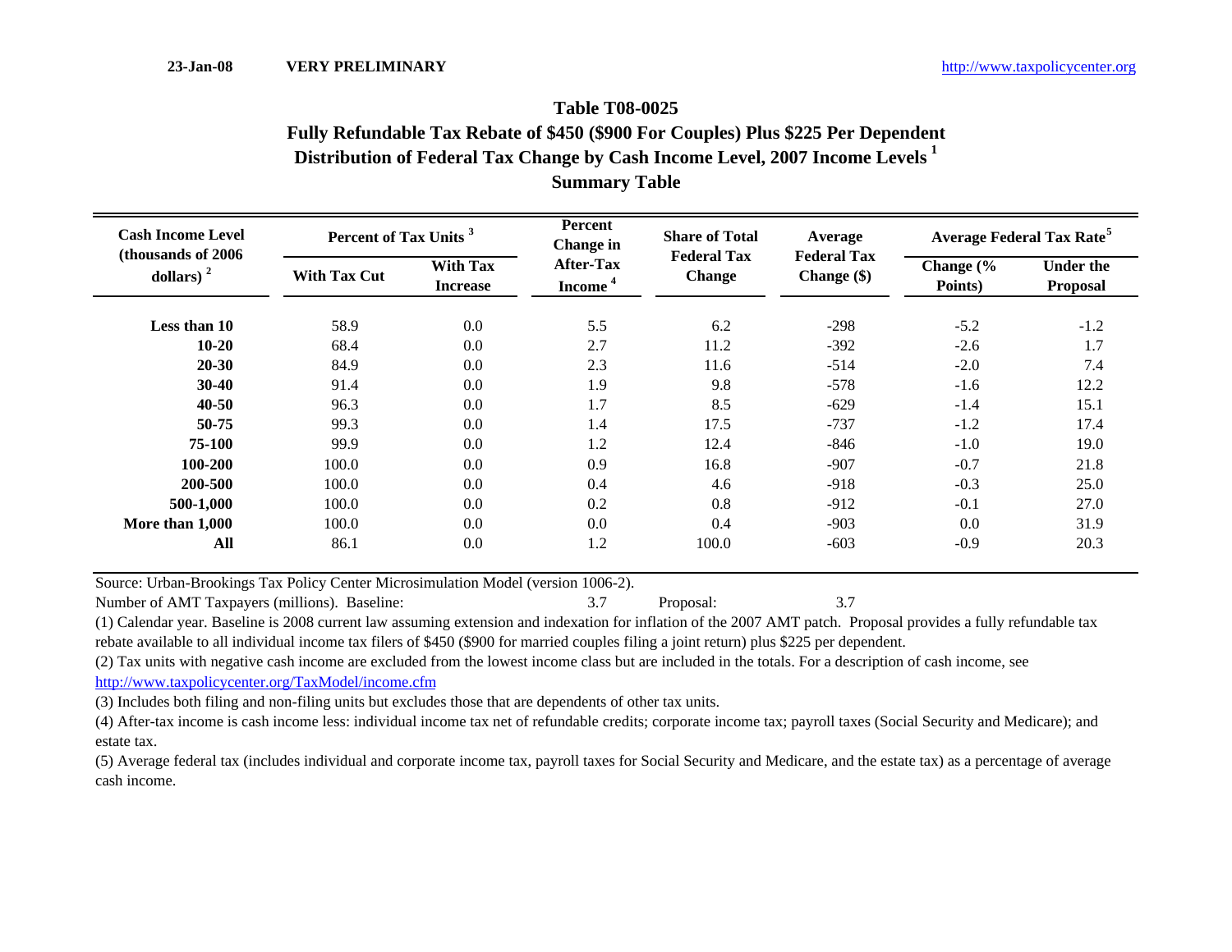23-Jan-08 **VERY PRELIMINARY** http://www.taxpolicycenter.org

# Table T08-0025

## Fully Refundable Tax Rebate of $450 ($900 For Couples) Plus $225 Per Dependent

## Distribution of Federal Tax Change by Cash Income Level, 2007 Income Levels [1]

## Summary Table

| Cash Income Level (thousands of 2006 dollars) [2] | Percent of Tax Units [3] | | Percent Change in After-Tax Income [4] | Share of Total Federal Tax Change | Average Federal Tax Change ($) | Average Federal Tax Rate[5] | |
|---|---|---|---|---|---|---|---|
| | With Tax Cut | With Tax Increase | | | | Change (% Points) | Under the Proposal |
| Less than 10 | 58.9 | 0.0 | 5.5 | 6.2 | -298 | -5.2 | -1.2 |
| 10-20 | 68.4 | 0.0 | 2.7 | 11.2 | -392 | -2.6 | 1.7 |
| 20-30 | 84.9 | 0.0 | 2.3 | 11.6 | -514 | -2.0 | 7.4 |
| 30-40 | 91.4 | 0.0 | 1.9 | 9.8 | -578 | -1.6 | 12.2 |
| 40-50 | 96.3 | 0.0 | 1.7 | 8.5 | -629 | -1.4 | 15.1 |
| 50-75 | 99.3 | 0.0 | 1.4 | 17.5 | -737 | -1.2 | 17.4 |
| 75-100 | 99.9 | 0.0 | 1.2 | 12.4 | -846 | -1.0 | 19.0 |
| 100-200 | 100.0 | 0.0 | 0.9 | 16.8 | -907 | -0.7 | 21.8 |
| 200-500 | 100.0 | 0.0 | 0.4 | 4.6 | -918 | -0.3 | 25.0 |
| 500-1,000 | 100.0 | 0.0 | 0.2 | 0.8 | -912 | -0.1 | 27.0 |
| More than 1,000 | 100.0 | 0.0 | 0.0 | 0.4 | -903 | 0.0 | 31.9 |
| All | 86.1 | 0.0 | 1.2 | 100.0 | -603 | -0.9 | 20.3 |

Source: Urban-Brookings Tax Policy Center Microsimulation Model (version 1006-2).

Number of AMT Taxpayers (millions). Baseline: 3.7 Proposal: 3.7

(1) Calendar year. Baseline is 2008 current law assuming extension and indexation for inflation of the 2007 AMT patch. Proposal provides a fully refundable tax rebate available to all individual income tax filers of $450 ($900 for married couples filing a joint return) plus $225 per dependent.

(2) Tax units with negative cash income are excluded from the lowest income class but are included in the totals. For a description of cash income, see http://www.taxpolicycenter.org/TaxModel/income.cfm

(3) Includes both filing and non-filing units but excludes those that are dependents of other tax units.

(4) After-tax income is cash income less: individual income tax net of refundable credits; corporate income tax; payroll taxes (Social Security and Medicare); and estate tax.

(5) Average federal tax (includes individual and corporate income tax, payroll taxes for Social Security and Medicare, and the estate tax) as a percentage of average cash income.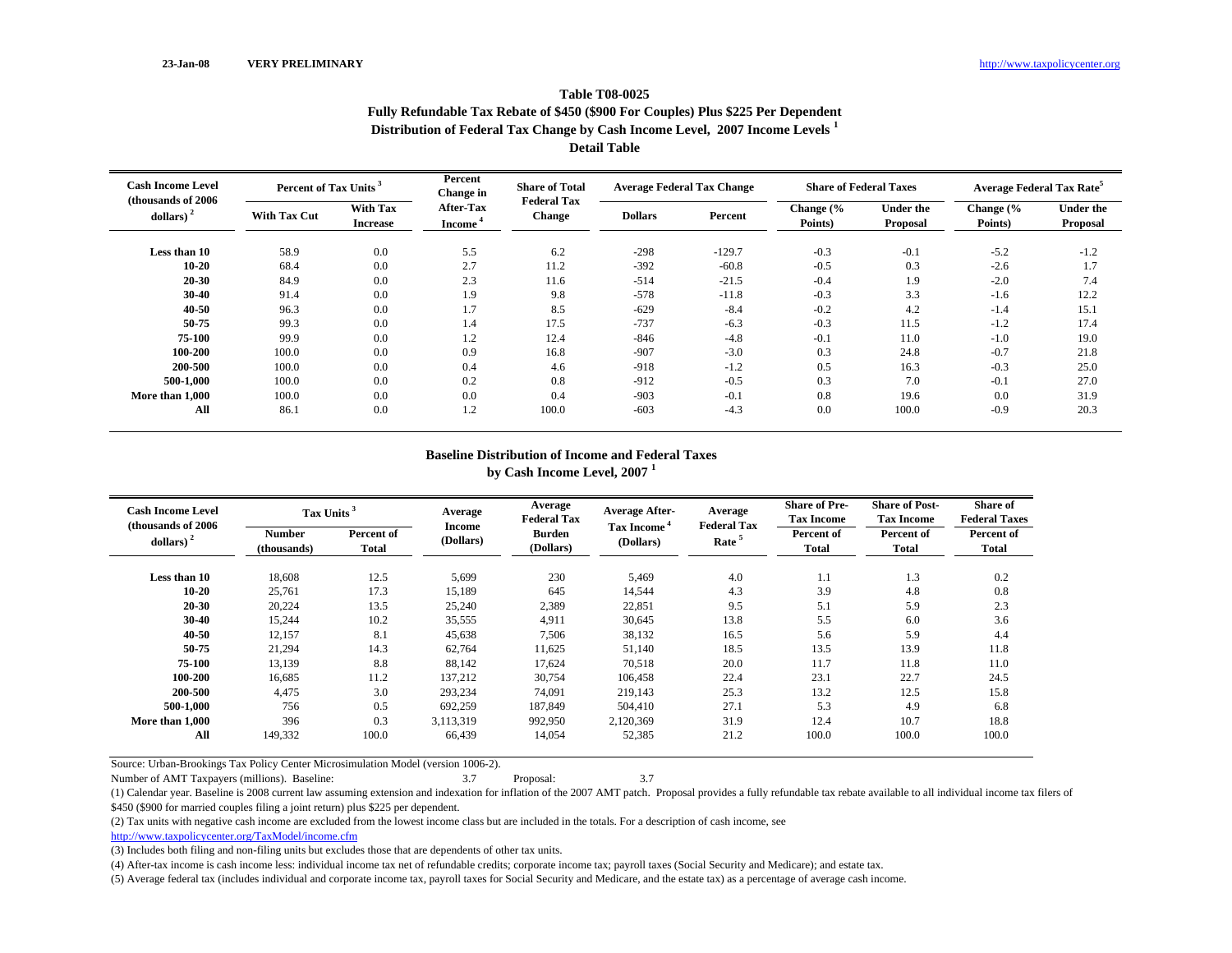23-Jan-08 VERY PRELIMINARY http://www.taxpolicycenter.org

## Table T08-0025

### Fully Refundable Tax Rebate of $450 ($900 For Couples) Plus $225 Per Dependent
### Distribution of Federal Tax Change by Cash Income Level, 2007 Income Levels [1]
### Detail Table

| Cash Income Level (thousands of 2006 dollars) [2] | Percent of Tax Units [3] | | Percent Change in After-Tax Income [4] | Share of Total Federal Tax Change | Average Federal Tax Change | | Share of Federal Taxes | | Average Federal Tax Rate[5] | |
|---|---|---|---|---|---|---|---|---|---|---|
| | With Tax Cut | With Tax Increase | | | Dollars | Percent | Change (% Points) | Under the Proposal | Change (% Points) | Under the Proposal |
| Less than 10 | 58.9 | 0.0 | 5.5 | 6.2 | -298 | -129.7 | -0.3 | -0.1 | -5.2 | -1.2 |
| 10-20 | 68.4 | 0.0 | 2.7 | 11.2 | -392 | -60.8 | -0.5 | 0.3 | -2.6 | 1.7 |
| 20-30 | 84.9 | 0.0 | 2.3 | 11.6 | -514 | -21.5 | -0.4 | 1.9 | -2.0 | 7.4 |
| 30-40 | 91.4 | 0.0 | 1.9 | 9.8 | -578 | -11.8 | -0.3 | 3.3 | -1.6 | 12.2 |
| 40-50 | 96.3 | 0.0 | 1.7 | 8.5 | -629 | -8.4 | -0.2 | 4.2 | -1.4 | 15.1 |
| 50-75 | 99.3 | 0.0 | 1.4 | 17.5 | -737 | -6.3 | -0.3 | 11.5 | -1.2 | 17.4 |
| 75-100 | 99.9 | 0.0 | 1.2 | 12.4 | -846 | -4.8 | -0.1 | 11.0 | -1.0 | 19.0 |
| 100-200 | 100.0 | 0.0 | 0.9 | 16.8 | -907 | -3.0 | 0.3 | 24.8 | -0.7 | 21.8 |
| 200-500 | 100.0 | 0.0 | 0.4 | 4.6 | -918 | -1.2 | 0.5 | 16.3 | -0.3 | 25.0 |
| 500-1,000 | 100.0 | 0.0 | 0.2 | 0.8 | -912 | -0.5 | 0.3 | 7.0 | -0.1 | 27.0 |
| More than 1,000 | 100.0 | 0.0 | 0.0 | 0.4 | -903 | -0.1 | 0.8 | 19.6 | 0.0 | 31.9 |
| All | 86.1 | 0.0 | 1.2 | 100.0 | -603 | -4.3 | 0.0 | 100.0 | -0.9 | 20.3 |

### Baseline Distribution of Income and Federal Taxes by Cash Income Level, 2007 [1]

| Cash Income Level (thousands of 2006 dollars) [2] | Tax Units [3] | | Average Income (Dollars) | Average Federal Tax Burden (Dollars) | Average After-Tax Income [4] (Dollars) | Average Federal Tax Rate [5] | Share of Pre-Tax Income | Share of Post-Tax Income | Share of Federal Taxes |
|---|---|---|---|---|---|---|---|---|---|
| | Number (thousands) | Percent of Total | | | | | Percent of Total | Percent of Total | Percent of Total |
| Less than 10 | 18,608 | 12.5 | 5,699 | 230 | 5,469 | 4.0 | 1.1 | 1.3 | 0.2 |
| 10-20 | 25,761 | 17.3 | 15,189 | 645 | 14,544 | 4.3 | 3.9 | 4.8 | 0.8 |
| 20-30 | 20,224 | 13.5 | 25,240 | 2,389 | 22,851 | 9.5 | 5.1 | 5.9 | 2.3 |
| 30-40 | 15,244 | 10.2 | 35,555 | 4,911 | 30,645 | 13.8 | 5.5 | 6.0 | 3.6 |
| 40-50 | 12,157 | 8.1 | 45,638 | 7,506 | 38,132 | 16.5 | 5.6 | 5.9 | 4.4 |
| 50-75 | 21,294 | 14.3 | 62,764 | 11,625 | 51,140 | 18.5 | 13.5 | 13.9 | 11.8 |
| 75-100 | 13,139 | 8.8 | 88,142 | 17,624 | 70,518 | 20.0 | 11.7 | 11.8 | 11.0 |
| 100-200 | 16,685 | 11.2 | 137,212 | 30,754 | 106,458 | 22.4 | 23.1 | 22.7 | 24.5 |
| 200-500 | 4,475 | 3.0 | 293,234 | 74,091 | 219,143 | 25.3 | 13.2 | 12.5 | 15.8 |
| 500-1,000 | 756 | 0.5 | 692,259 | 187,849 | 504,410 | 27.1 | 5.3 | 4.9 | 6.8 |
| More than 1,000 | 396 | 0.3 | 3,113,319 | 992,950 | 2,120,369 | 31.9 | 12.4 | 10.7 | 18.8 |
| All | 149,332 | 100.0 | 66,439 | 14,054 | 52,385 | 21.2 | 100.0 | 100.0 | 100.0 |

Source: Urban-Brookings Tax Policy Center Microsimulation Model (version 1006-2).

Number of AMT Taxpayers (millions). Baseline: 3.7 Proposal: 3.7

(1) Calendar year. Baseline is 2008 current law assuming extension and indexation for inflation of the 2007 AMT patch. Proposal provides a fully refundable tax rebate available to all individual income tax filers of $450 ($900 for married couples filing a joint return) plus $225 per dependent.

(2) Tax units with negative cash income are excluded from the lowest income class but are included in the totals. For a description of cash income, see http://www.taxpolicycenter.org/TaxModel/income.cfm

(3) Includes both filing and non-filing units but excludes those that are dependents of other tax units.

(4) After-tax income is cash income less: individual income tax net of refundable credits; corporate income tax; payroll taxes (Social Security and Medicare); and estate tax.

(5) Average federal tax (includes individual and corporate income tax, payroll taxes for Social Security and Medicare, and the estate tax) as a percentage of average cash income.